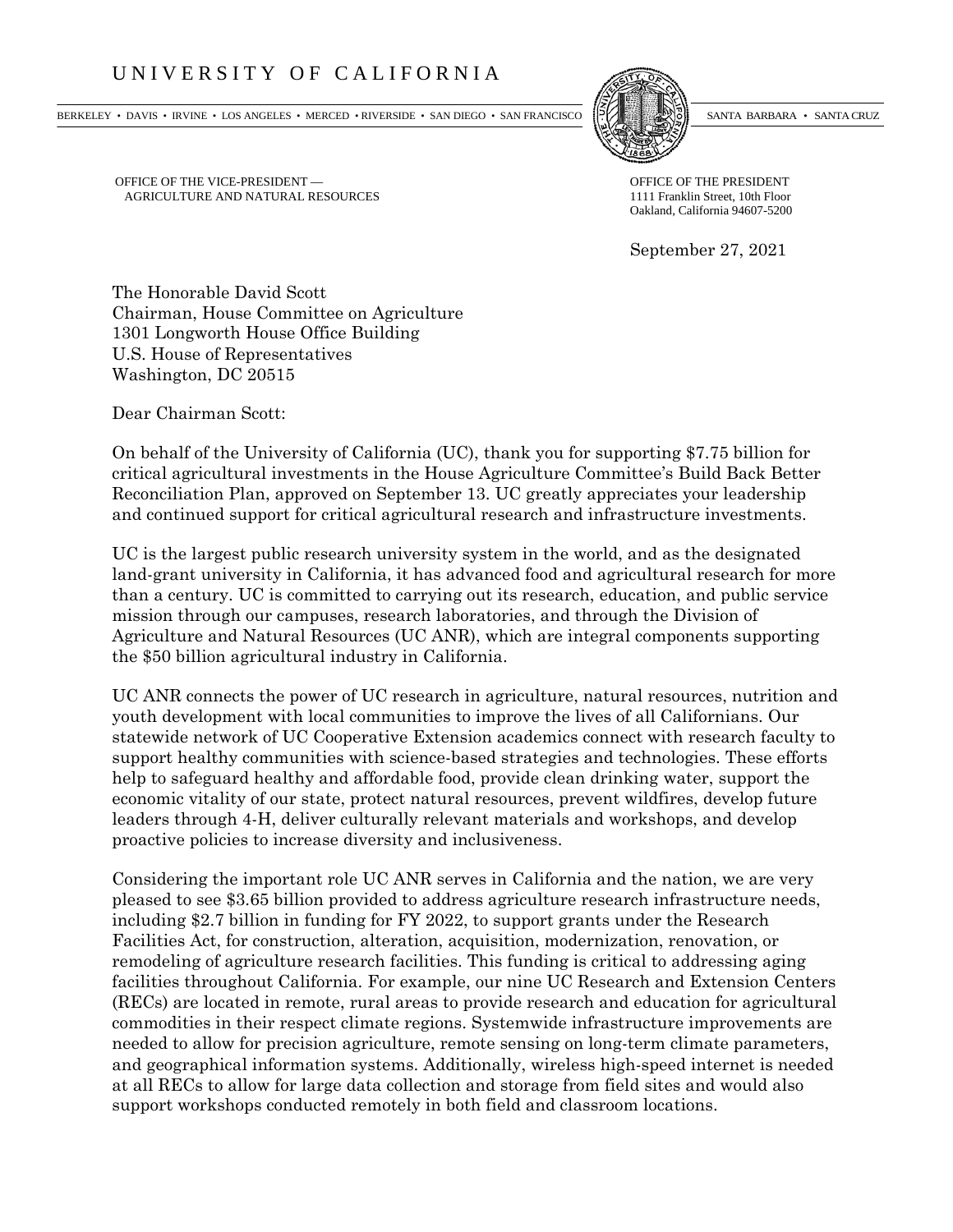UNIVERSITY OF CALIFORNIA

BERKELEY • DAVIS • IRVINE • LOS ANGELES • MERCED • RIVERSIDE • SAN DIEGO • SAN FRANCISCO SANTA BARBARA • SANTA CRUZ

OFFICE OF THE VICE-PRESIDENT —
AGRICULTURE AND NATURAL RESOURCES

OFFICE OF THE PRESIDENT
1111 Franklin Street, 10th Floor
Oakland, California 94607-5200

September 27, 2021

The Honorable David Scott
Chairman, House Committee on Agriculture
1301 Longworth House Office Building
U.S. House of Representatives
Washington, DC 20515

Dear Chairman Scott:

On behalf of the University of California (UC), thank you for supporting $7.75 billion for critical agricultural investments in the House Agriculture Committee's Build Back Better Reconciliation Plan, approved on September 13. UC greatly appreciates your leadership and continued support for critical agricultural research and infrastructure investments.

UC is the largest public research university system in the world, and as the designated land-grant university in California, it has advanced food and agricultural research for more than a century. UC is committed to carrying out its research, education, and public service mission through our campuses, research laboratories, and through the Division of Agriculture and Natural Resources (UC ANR), which are integral components supporting the $50 billion agricultural industry in California.

UC ANR connects the power of UC research in agriculture, natural resources, nutrition and youth development with local communities to improve the lives of all Californians. Our statewide network of UC Cooperative Extension academics connect with research faculty to support healthy communities with science-based strategies and technologies. These efforts help to safeguard healthy and affordable food, provide clean drinking water, support the economic vitality of our state, protect natural resources, prevent wildfires, develop future leaders through 4-H, deliver culturally relevant materials and workshops, and develop proactive policies to increase diversity and inclusiveness.

Considering the important role UC ANR serves in California and the nation, we are very pleased to see $3.65 billion provided to address agriculture research infrastructure needs, including $2.7 billion in funding for FY 2022, to support grants under the Research Facilities Act, for construction, alteration, acquisition, modernization, renovation, or remodeling of agriculture research facilities. This funding is critical to addressing aging facilities throughout California. For example, our nine UC Research and Extension Centers (RECs) are located in remote, rural areas to provide research and education for agricultural commodities in their respect climate regions. Systemwide infrastructure improvements are needed to allow for precision agriculture, remote sensing on long-term climate parameters, and geographical information systems. Additionally, wireless high-speed internet is needed at all RECs to allow for large data collection and storage from field sites and would also support workshops conducted remotely in both field and classroom locations.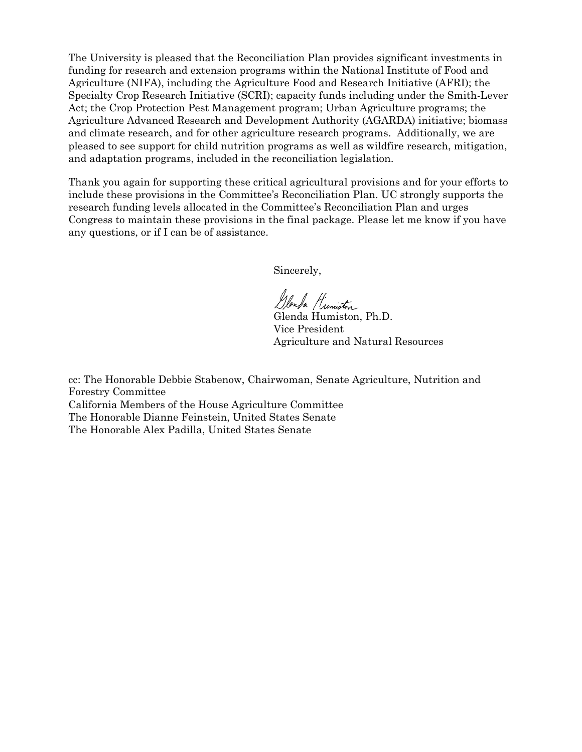The University is pleased that the Reconciliation Plan provides significant investments in funding for research and extension programs within the National Institute of Food and Agriculture (NIFA), including the Agriculture Food and Research Initiative (AFRI); the Specialty Crop Research Initiative (SCRI); capacity funds including under the Smith-Lever Act; the Crop Protection Pest Management program; Urban Agriculture programs; the Agriculture Advanced Research and Development Authority (AGARDA) initiative; biomass and climate research, and for other agriculture research programs. Additionally, we are pleased to see support for child nutrition programs as well as wildfire research, mitigation, and adaptation programs, included in the reconciliation legislation.

Thank you again for supporting these critical agricultural provisions and for your efforts to include these provisions in the Committee's Reconciliation Plan. UC strongly supports the research funding levels allocated in the Committee's Reconciliation Plan and urges Congress to maintain these provisions in the final package. Please let me know if you have any questions, or if I can be of assistance.

Sincerely,

Glenda Humiston

Glenda Humiston, Ph.D.
Vice President
Agriculture and Natural Resources

cc: The Honorable Debbie Stabenow, Chairwoman, Senate Agriculture, Nutrition and Forestry Committee
California Members of the House Agriculture Committee
The Honorable Dianne Feinstein, United States Senate
The Honorable Alex Padilla, United States Senate